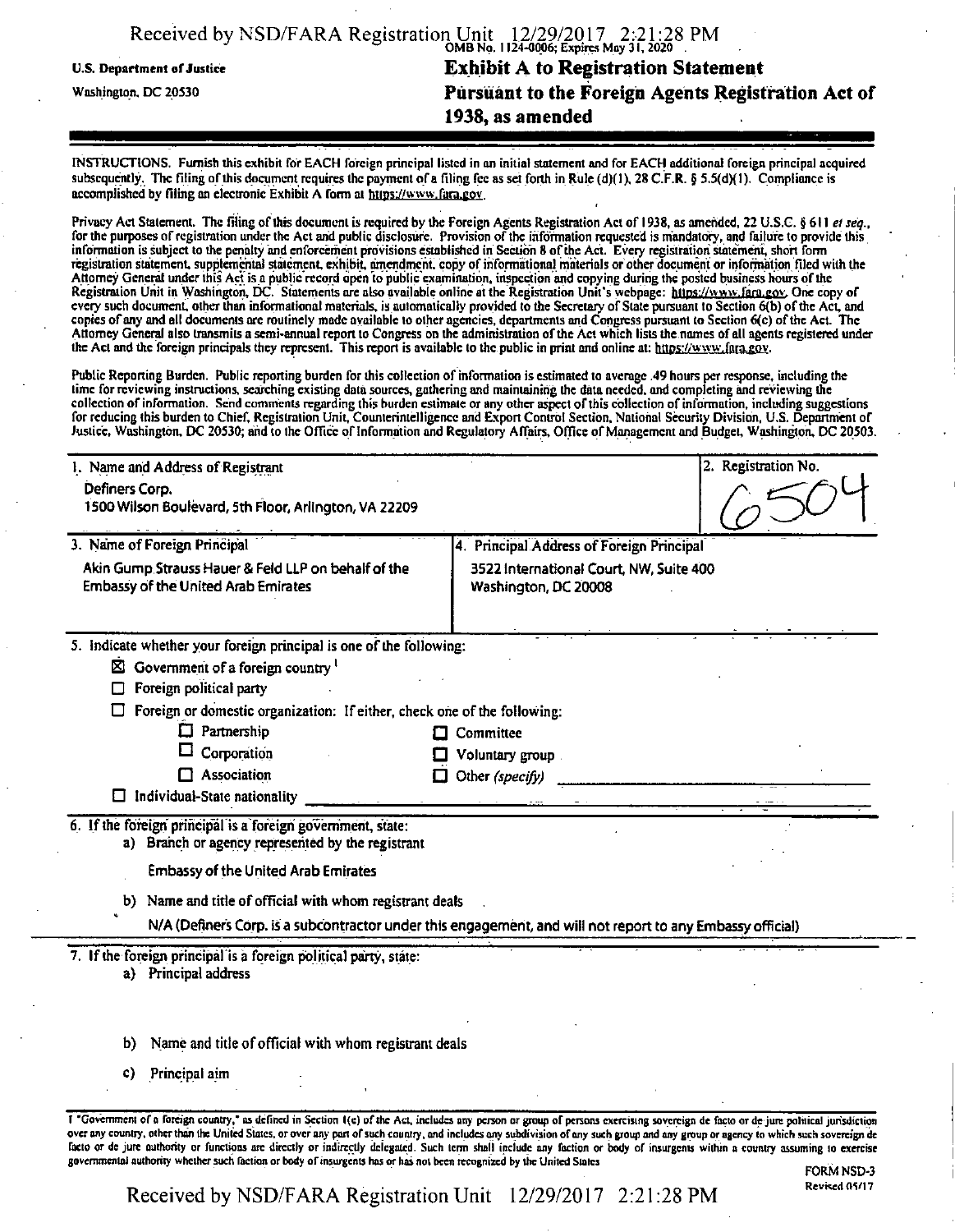U.S. Department of Justice

Washington, DC 20530

OMB No. 1124-0006; Expires May 31, 2020

# Exhibit A to Registration Statement
## Pursuant to the Foreign Agents Registration Act of 1938, as amended

INSTRUCTIONS. Furnish this exhibit for EACH foreign principal listed in an initial statement and for EACH additional foreign principal acquired subsequently. The filing of this document requires the payment of a filing fee as set forth in Rule (d)(1), 28 C.F.R. § 5.5(d)(1). Compliance is accomplished by filing an electronic Exhibit A form at https://www.fara.gov.

Privacy Act Statement. The filing of this document is required by the Foreign Agents Registration Act of 1938, as amended, 22 U.S.C. § 611 *et seq.*, for the purposes of registration under the Act and public disclosure. Provision of the information requested is mandatory, and failure to provide this information is subject to the penalty and enforcement provisions established in Section 8 of the Act. Every registration statement, short form registration statement, supplemental statement, exhibit, amendment, copy of informational materials or other document or information filed with the Attorney General under this Act is a public record open to public examination, inspection and copying during the posted business hours of the Registration Unit in Washington, DC. Statements are also available online at the Registration Unit's webpage: https://www.fara.gov. One copy of every such document, other than informational materials, is automatically provided to the Secretary of State pursuant to Section 6(b) of the Act, and copies of any and all documents are routinely made available to other agencies, departments and Congress pursuant to Section 6(c) of the Act. The Attorney General also transmits a semi-annual report to Congress on the administration of the Act which lists the names of all agents registered under the Act and the foreign principals they represent. This report is available to the public in print and online at: https://www.fara.gov.

Public Reporting Burden. Public reporting burden for this collection of information is estimated to average .49 hours per response, including the time for reviewing instructions, searching existing data sources, gathering and maintaining the data needed, and completing and reviewing the collection of information. Send comments regarding this burden estimate or any other aspect of this collection of information, including suggestions for reducing this burden to Chief, Registration Unit, Counterintelligence and Export Control Section, National Security Division, U.S. Department of Justice, Washington, DC 20530; and to the Office of Information and Regulatory Affairs, Office of Management and Budget, Washington, DC 20503.

| 1. Name and Address of Registrant | 2. Registration No. |
|---|---|
| Definers Corp.<br>1500 Wilson Boulevard, 5th Floor, Arlington, VA 22209 | 6504 |

| 3. Name of Foreign Principal | 4. Principal Address of Foreign Principal |
|---|---|
| Akin Gump Strauss Hauer & Feld LLP on behalf of the Embassy of the United Arab Emirates | 3522 International Court, NW, Suite 400<br>Washington, DC 20008 |

5. Indicate whether your foreign principal is one of the following:

- [x] Government of a foreign country [1]
- [ ] Foreign political party
- [ ] Foreign or domestic organization: If either, check one of the following:
  - [ ] Partnership
  - [ ] Corporation
  - [ ] Association
  - [ ] Committee
  - [ ] Voluntary group
  - [ ] Other *(specify)*
- [ ] Individual-State nationality

6. If the foreign principal is a foreign government, state:

a) Branch or agency represented by the registrant

Embassy of the United Arab Emirates

b) Name and title of official with whom registrant deals

N/A (Definers Corp. is a subcontractor under this engagement, and will not report to any Embassy official)

7. If the foreign principal is a foreign political party, state:

a) Principal address

b) Name and title of official with whom registrant deals

c) Principal aim

1 "Government of a foreign country," as defined in Section 1(e) of the Act, includes any person or group of persons exercising sovereign de facto or de jure political jurisdiction over any country, other than the United States, or over any part of such country, and includes any subdivision of any such group and any group or agency to which such sovereign de facto or de jure authority or functions are directly or indirectly delegated. Such term shall include any faction or body of insurgents within a country assuming to exercise governmental authority whether such faction or body of insurgents has or has not been recognized by the United States

FORM NSD-3
Revised 05/17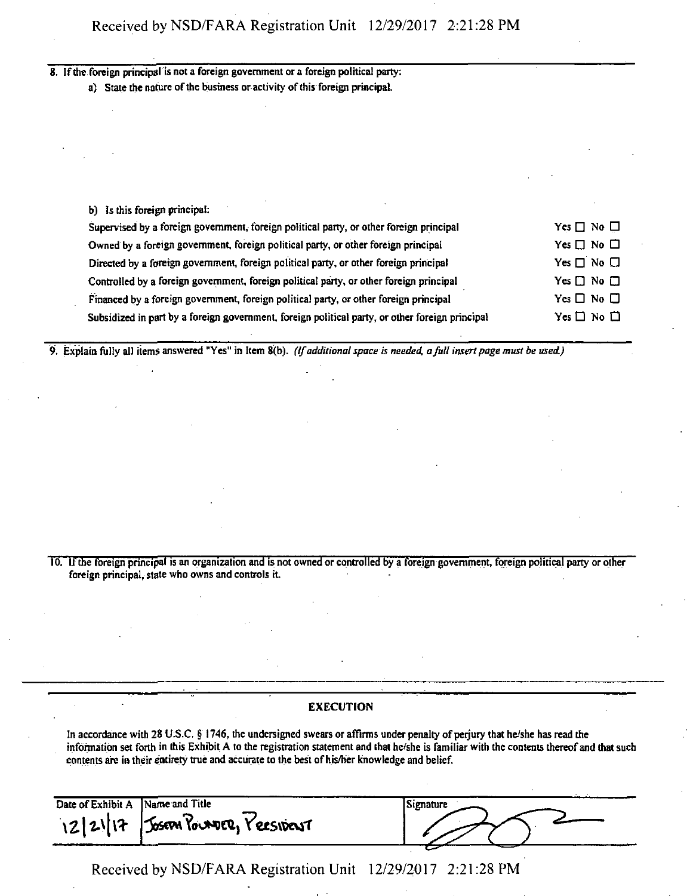8. If the foreign principal is not a foreign government or a foreign political party:

   a) State the nature of the business or activity of this foreign principal.

   b) Is this foreign principal:

| | |
|---|---|
| Supervised by a foreign government, foreign political party, or other foreign principal | Yes ☐ No ☐ |
| Owned by a foreign government, foreign political party, or other foreign principal | Yes ☐ No ☐ |
| Directed by a foreign government, foreign political party, or other foreign principal | Yes ☐ No ☐ |
| Controlled by a foreign government, foreign political party, or other foreign principal | Yes ☐ No ☐ |
| Financed by a foreign government, foreign political party, or other foreign principal | Yes ☐ No ☐ |
| Subsidized in part by a foreign government, foreign political party, or other foreign principal | Yes ☐ No ☐ |

9. Explain fully all items answered "Yes" in Item 8(b). *(If additional space is needed, a full insert page must be used.)*

10. If the foreign principal is an organization and is not owned or controlled by a foreign government, foreign political party or other foreign principal, state who owns and controls it.

### EXECUTION

In accordance with 28 U.S.C. § 1746, the undersigned swears or affirms under penalty of perjury that he/she has read the information set forth in this Exhibit A to the registration statement and that he/she is familiar with the contents thereof and that such contents are in their entirety true and accurate to the best of his/her knowledge and belief.

| Date of Exhibit A | Name and Title | Signature |
|---|---|---|
| 12/21/17 | Joseph Pounder, President | [signature] |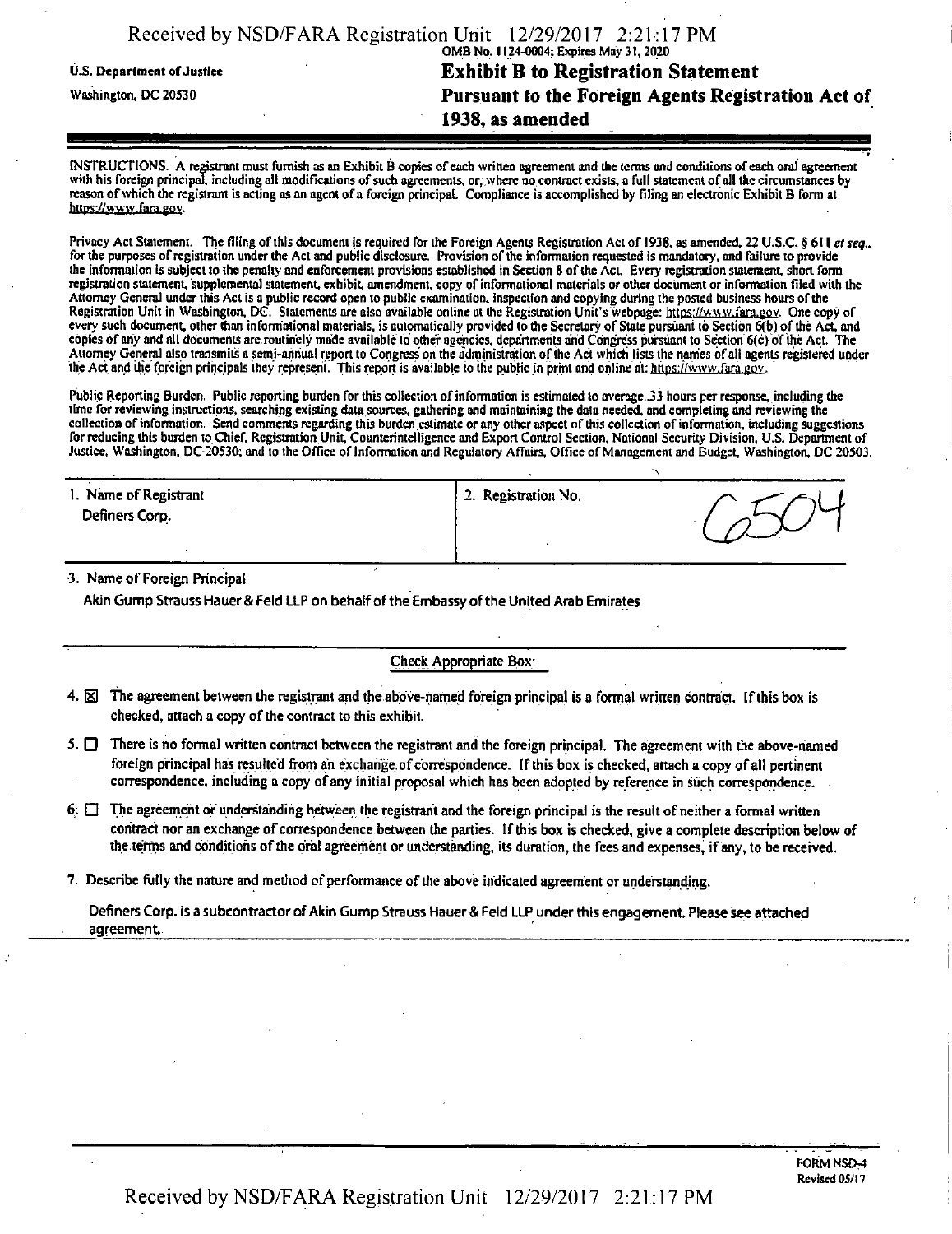U.S. Department of Justice

Washington, DC 20530

OMB No. 1124-0004; Expires May 31, 2020

# Exhibit B to Registration Statement
## Pursuant to the Foreign Agents Registration Act of 1938, as amended

INSTRUCTIONS. A registrant must furnish as an Exhibit B copies of each written agreement and the terms and conditions of each oral agreement with his foreign principal, including all modifications of such agreements, or, where no contract exists, a full statement of all the circumstances by reason of which the registrant is acting as an agent of a foreign principal. Compliance is accomplished by filing an electronic Exhibit B form at https://www.fara.gov.

Privacy Act Statement. The filing of this document is required for the Foreign Agents Registration Act of 1938, as amended, 22 U.S.C. § 611 *et seq.*, for the purposes of registration under the Act and public disclosure. Provision of the information requested is mandatory, and failure to provide the information is subject to the penalty and enforcement provisions established in Section 8 of the Act. Every registration statement, short form registration statement, supplemental statement, exhibit, amendment, copy of informational materials or other document or information filed with the Attorney General under this Act is a public record open to public examination, inspection and copying during the posted business hours of the Registration Unit in Washington, DC. Statements are also available online at the Registration Unit's webpage: https://www.fara.gov. One copy of every such document, other than informational materials, is automatically provided to the Secretary of State pursuant to Section 6(b) of the Act, and copies of any and all documents are routinely made available to other agencies, departments and Congress pursuant to Section 6(c) of the Act. The Attorney General also transmits a semi-annual report to Congress on the administration of the Act which lists the names of all agents registered under the Act and the foreign principals they represent. This report is available to the public in print and online at: https://www.fara.gov.

Public Reporting Burden. Public reporting burden for this collection of information is estimated to average .33 hours per response, including the time for reviewing instructions, searching existing data sources, gathering and maintaining the data needed, and completing and reviewing the collection of information. Send comments regarding this burden estimate or any other aspect of this collection of information, including suggestions for reducing this burden to Chief, Registration Unit, Counterintelligence and Export Control Section, National Security Division, U.S. Department of Justice, Washington, DC 20530; and to the Office of Information and Regulatory Affairs, Office of Management and Budget, Washington, DC 20503.

| 1. Name of Registrant | 2. Registration No. |
| --- | --- |
| Definers Corp. | 6504 |

3. Name of Foreign Principal

Akin Gump Strauss Hauer & Feld LLP on behalf of the Embassy of the United Arab Emirates

Check Appropriate Box:

4. ☒ The agreement between the registrant and the above-named foreign principal is a formal written contract. If this box is checked, attach a copy of the contract to this exhibit.

5. ☐ There is no formal written contract between the registrant and the foreign principal. The agreement with the above-named foreign principal has resulted from an exchange of correspondence. If this box is checked, attach a copy of all pertinent correspondence, including a copy of any initial proposal which has been adopted by reference in such correspondence.

6. ☐ The agreement or understanding between the registrant and the foreign principal is the result of neither a formal written contract nor an exchange of correspondence between the parties. If this box is checked, give a complete description below of the terms and conditions of the oral agreement or understanding, its duration, the fees and expenses, if any, to be received.

7. Describe fully the nature and method of performance of the above indicated agreement or understanding.

Definers Corp. is a subcontractor of Akin Gump Strauss Hauer & Feld LLP under this engagement. Please see attached agreement.

FORM NSD-4
Revised 05/17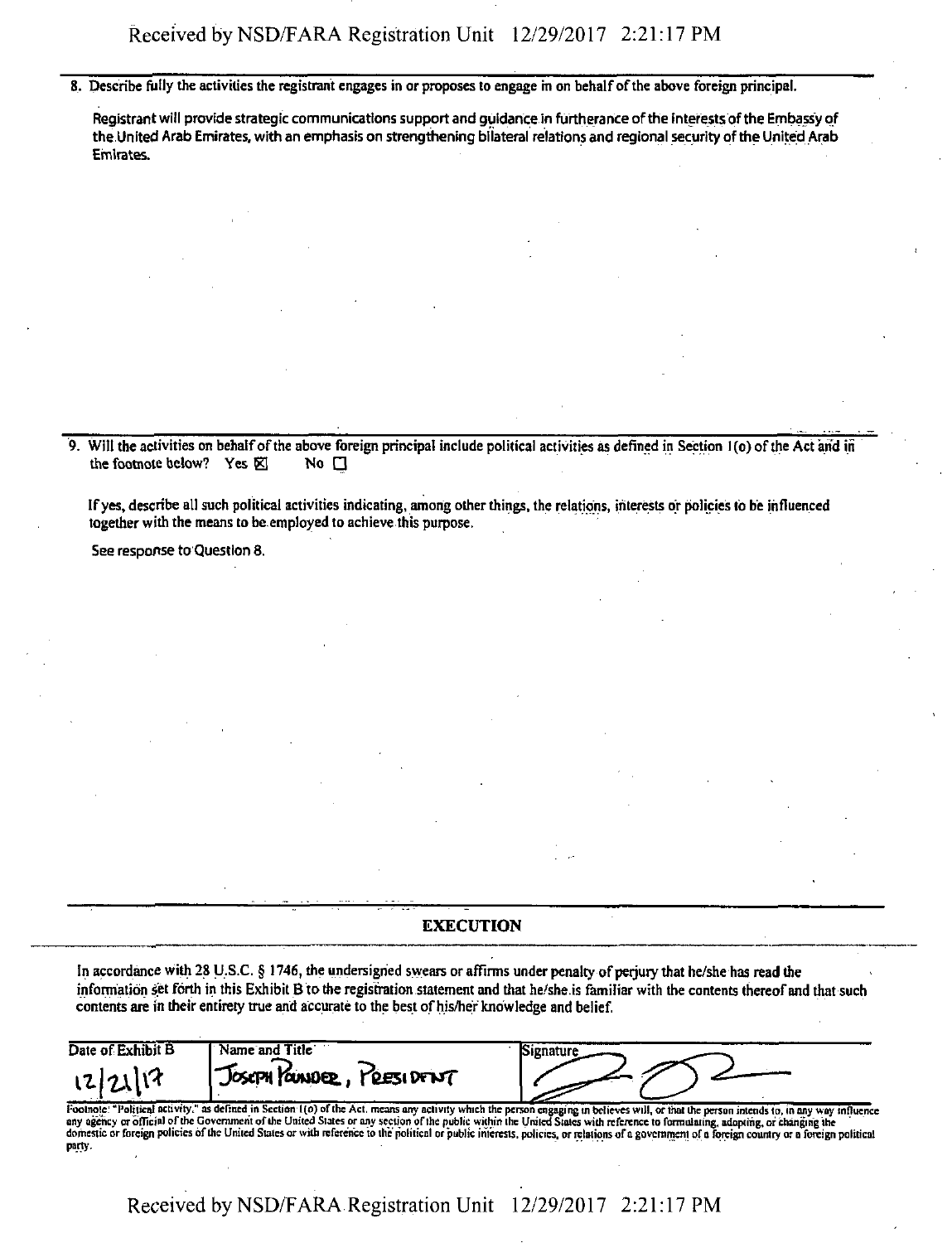8. Describe fully the activities the registrant engages in or proposes to engage in on behalf of the above foreign principal.

   Registrant will provide strategic communications support and guidance in furtherance of the interests of the Embassy of the United Arab Emirates, with an emphasis on strengthening bilateral relations and regional security of the United Arab Emirates.

9. Will the activities on behalf of the above foreign principal include political activities as defined in Section 1(o) of the Act and in the footnote below? Yes ☒ No ☐

   If yes, describe all such political activities indicating, among other things, the relations, interests or policies to be influenced together with the means to be employed to achieve this purpose.

   See response to Question 8.

## EXECUTION

In accordance with 28 U.S.C. § 1746, the undersigned swears or affirms under penalty of perjury that he/she has read the information set forth in this Exhibit B to the registration statement and that he/she is familiar with the contents thereof and that such contents are in their entirety true and accurate to the best of his/her knowledge and belief.

| Date of Exhibit B | Name and Title | Signature |
|---|---|---|
| 12/21/17 | JOSEPH POUNDER, PRESIDENT | [signature] |

Footnote: "Political activity," as defined in Section 1(o) of the Act, means any activity which the person engaging in believes will, or that the person intends to, in any way influence any agency or official of the Government of the United States or any section of the public within the United States with reference to formulating, adopting, or changing the domestic or foreign policies of the United States or with reference to the political or public interests, policies, or relations of a government of a foreign country or a foreign political party.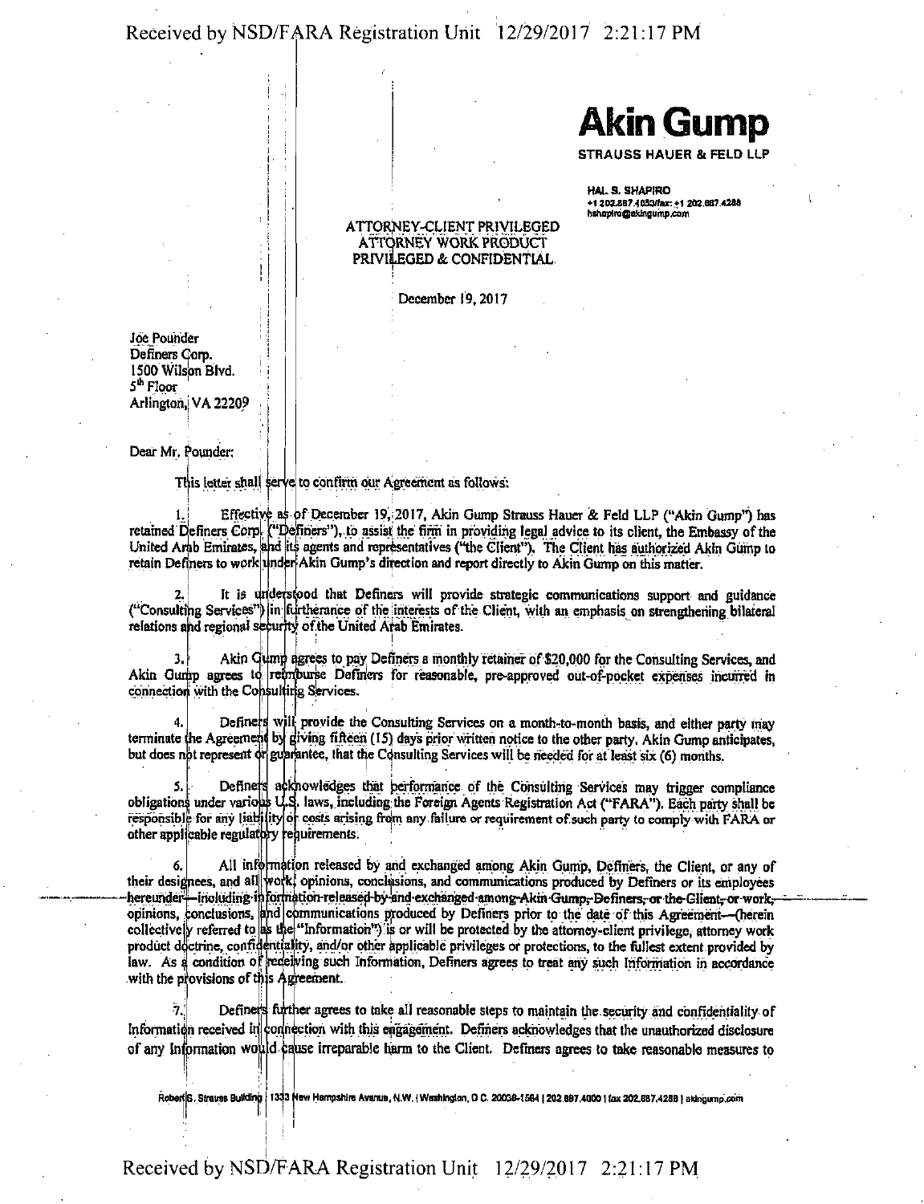**Akin Gump**

STRAUSS HAUER & FELD LLP

HAL S. SHAPIRO
+1 202.887.4053/fax: +1 202.887.4288
hshapiro@akingump.com

ATTORNEY-CLIENT PRIVILEGED
ATTORNEY WORK PRODUCT
PRIVILEGED & CONFIDENTIAL

December 19, 2017

Joe Pounder
Definers Corp.
1500 Wilson Blvd.
5[th] Floor
Arlington, VA 22209

Dear Mr. Pounder:

This letter shall serve to confirm our Agreement as follows:

1. Effective as of December 19, 2017, Akin Gump Strauss Hauer & Feld LLP ("Akin Gump") has retained Definers Corp. ("Definers"), to assist the firm in providing legal advice to its client, the Embassy of the United Arab Emirates, and its agents and representatives ("the Client"). The Client has authorized Akin Gump to retain Definers to work under Akin Gump's direction and report directly to Akin Gump on this matter.

2. It is understood that Definers will provide strategic communications support and guidance ("Consulting Services") in furtherance of the interests of the Client, with an emphasis on strengthening bilateral relations and regional security of the United Arab Emirates.

3. Akin Gump agrees to pay Definers a monthly retainer of $20,000 for the Consulting Services, and Akin Gump agrees to reimburse Definers for reasonable, pre-approved out-of-pocket expenses incurred in connection with the Consulting Services.

4. Definers will provide the Consulting Services on a month-to-month basis, and either party may terminate the Agreement by giving fifteen (15) days prior written notice to the other party. Akin Gump anticipates, but does not represent or guarantee, that the Consulting Services will be needed for at least six (6) months.

5. Definers acknowledges that performance of the Consulting Services may trigger compliance obligations under various U.S. laws, including the Foreign Agents Registration Act ("FARA"). Each party shall be responsible for any liability or costs arising from any failure or requirement of such party to comply with FARA or other applicable regulatory requirements.

6. All information released by and exchanged among Akin Gump, Definers, the Client, or any of their designees, and all work, opinions, conclusions, and communications produced by Definers or its employees hereunder—including information released by and exchanged among Akin Gump, Definers, or the Client, or work, opinions, conclusions, and communications produced by Definers prior to the date of this Agreement—(herein collectively referred to as the "Information") is or will be protected by the attorney-client privilege, attorney work product doctrine, confidentiality, and/or other applicable privileges or protections, to the fullest extent provided by law. As a condition of receiving such Information, Definers agrees to treat any such Information in accordance with the provisions of this Agreement.

7. Definers further agrees to take all reasonable steps to maintain the security and confidentiality of Information received in connection with this engagement. Definers acknowledges that the unauthorized disclosure of any Information would cause irreparable harm to the Client. Definers agrees to take reasonable measures to

Robert S. Strauss Building | 1333 New Hampshire Avenue, N.W. | Washington, D.C. 20036-1564 | 202.887.4000 | fax 202.887.4288 | akingump.com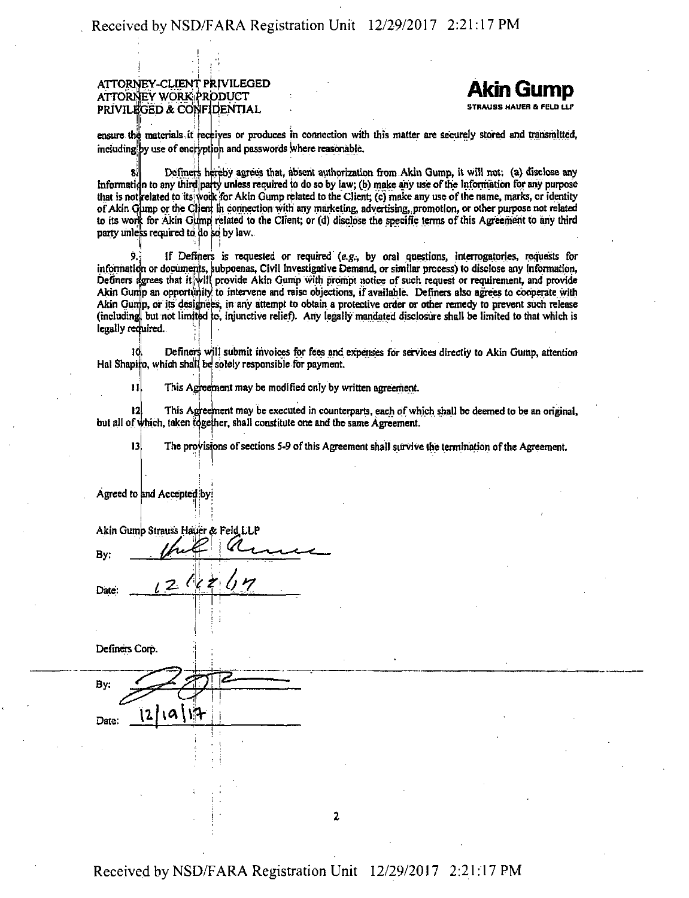ATTORNEY-CLIENT PRIVILEGED
ATTORNEY WORK PRODUCT
PRIVILEGED & CONFIDENTIAL

**Akin Gump**
STRAUSS HAUER & FELD LLP

ensure the materials it receives or produces in connection with this matter are securely stored and transmitted, including by use of encryption and passwords where reasonable.

8. Definers hereby agrees that, absent authorization from Akin Gump, it will not: (a) disclose any Information to any third party unless required to do so by law; (b) make any use of the Information for any purpose that is not related to its work for Akin Gump related to the Client; (c) make any use of the name, marks, or identity of Akin Gump or the Client in connection with any marketing, advertising, promotion, or other purpose not related to its work for Akin Gump related to the Client; or (d) disclose the specific terms of this Agreement to any third party unless required to do so by law.

9. If Definers is requested or required (*e.g.*, by oral questions, interrogatories, requests for information or documents, subpoenas, Civil Investigative Demand, or similar process) to disclose any Information, Definers agrees that it will provide Akin Gump with prompt notice of such request or requirement, and provide Akin Gump an opportunity to intervene and raise objections, if available. Definers also agrees to cooperate with Akin Gump, or its designees, in any attempt to obtain a protective order or other remedy to prevent such release (including, but not limited to, injunctive relief). Any legally mandated disclosure shall be limited to that which is legally required.

10. Definers will submit invoices for fees and expenses for services directly to Akin Gump, attention Hal Shapiro, which shall be solely responsible for payment.

11. This Agreement may be modified only by written agreement.

12. This Agreement may be executed in counterparts, each of which shall be deemed to be an original, but all of which, taken together, shall constitute one and the same Agreement.

13. The provisions of sections 5-9 of this Agreement shall survive the termination of the Agreement.

Agreed to and Accepted by:

Akin Gump Strauss Hauer & Feld LLP

By: [signature]

Date: 12/12/17

Definers Corp.

By: [signature]

Date: 12/19/17